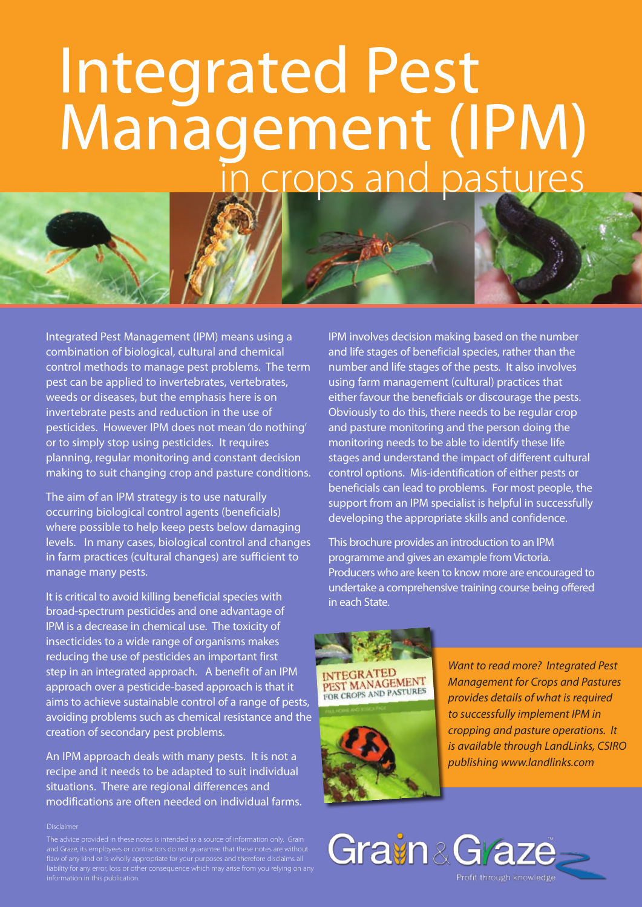# Integrated Pest Management (IPM) in crops and pastures

Integrated Pest Management (IPM) means using a combination of biological, cultural and chemical control methods to manage pest problems. The term pest can be applied to invertebrates, vertebrates, weeds or diseases, but the emphasis here is on invertebrate pests and reduction in the use of pesticides. However IPM does not mean 'do nothing' or to simply stop using pesticides. It requires planning, regular monitoring and constant decision making to suit changing crop and pasture conditions.

The aim of an IPM strategy is to use naturally occurring biological control agents (beneficials) where possible to help keep pests below damaging levels. In many cases, biological control and changes in farm practices (cultural changes) are sufficient to manage many pests.

It is critical to avoid killing beneficial species with broad-spectrum pesticides and one advantage of IPM is a decrease in chemical use. The toxicity of insecticides to a wide range of organisms makes reducing the use of pesticides an important first step in an integrated approach. A benefit of an IPM approach over a pesticide-based approach is that it aims to achieve sustainable control of a range of pests, avoiding problems such as chemical resistance and the creation of secondary pest problems.

An IPM approach deals with many pests. It is not a recipe and it needs to be adapted to suit individual situations. There are regional differences and modifications are often needed on individual farms.

IPM involves decision making based on the number and life stages of beneficial species, rather than the number and life stages of the pests. It also involves using farm management (cultural) practices that either favour the beneficials or discourage the pests. Obviously to do this, there needs to be regular crop and pasture monitoring and the person doing the monitoring needs to be able to identify these life stages and understand the impact of different cultural control options. Mis-identification of either pests or beneficials can lead to problems. For most people, the support from an IPM specialist is helpful in successfully developing the appropriate skills and confidence.

This brochure provides an introduction to an IPM programme and gives an example from Victoria. Producers who are keen to know more are encouraged to undertake a comprehensive training course being offered in each State.

*Want to read more? Integrated Pest Management for Crops and Pastures provides details of what is required to successfully implement IPM in cropping and pasture operations. It is available through LandLinks, CSIRO publishing www.landlinks.com*

Disclaimer

The advice provided in these notes is intended as a source of information only. Grain and Graze, its employees or contractors do not guarantee that these notes are without flaw of any kind or is wholly appropriate for your purposes and therefore disclaims all liability for any error, loss or other consequence which may arise from you relying on any information in this publication.

Grain & Graze — Profit through knowledge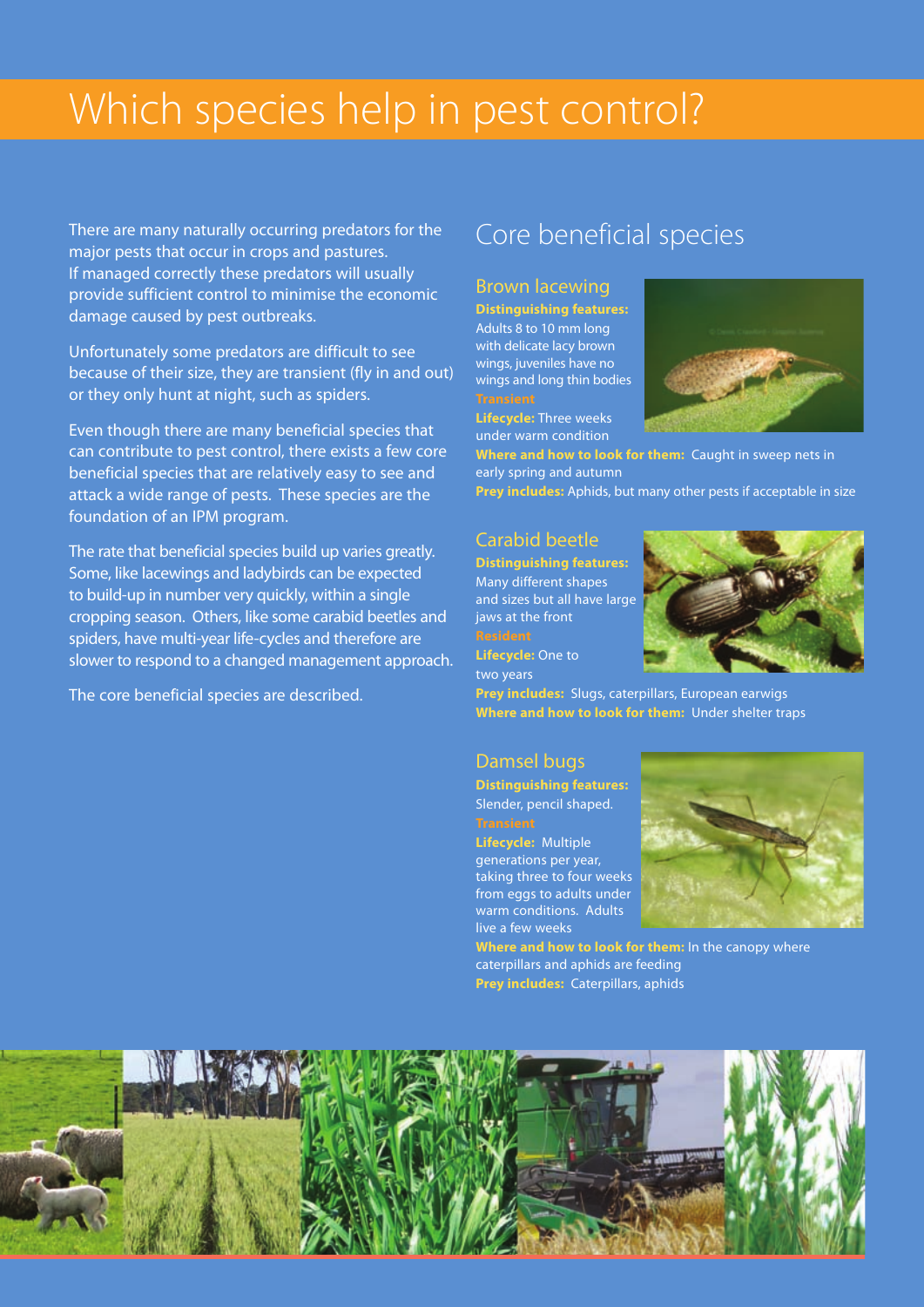# Which species help in pest control?

There are many naturally occurring predators for the major pests that occur in crops and pastures. If managed correctly these predators will usually provide sufficient control to minimise the economic damage caused by pest outbreaks.

Unfortunately some predators are difficult to see because of their size, they are transient (fly in and out) or they only hunt at night, such as spiders.

Even though there are many beneficial species that can contribute to pest control, there exists a few core beneficial species that are relatively easy to see and attack a wide range of pests. These species are the foundation of an IPM program.

The rate that beneficial species build up varies greatly. Some, like lacewings and ladybirds can be expected to build-up in number very quickly, within a single cropping season. Others, like some carabid beetles and spiders, have multi-year life-cycles and therefore are slower to respond to a changed management approach.

The core beneficial species are described.

## Core beneficial species

### Brown lacewing

**Distinguishing features:** Adults 8 to 10 mm long with delicate lacy brown wings, juveniles have no wings and long thin bodies

**Transient**

**Lifecycle:** Three weeks under warm condition

**Where and how to look for them:** Caught in sweep nets in early spring and autumn

**Prey includes:** Aphids, but many other pests if acceptable in size

### Carabid beetle

**Distinguishing features:** Many different shapes and sizes but all have large jaws at the front

**Resident**

**Lifecycle:** One to two years

**Prey includes:** Slugs, caterpillars, European earwigs

**Where and how to look for them:** Under shelter traps

### Damsel bugs

**Distinguishing features:** Slender, pencil shaped.

**Transient**

**Lifecycle:** Multiple generations per year, taking three to four weeks from eggs to adults under warm conditions. Adults live a few weeks

**Where and how to look for them:** In the canopy where caterpillars and aphids are feeding

**Prey includes:** Caterpillars, aphids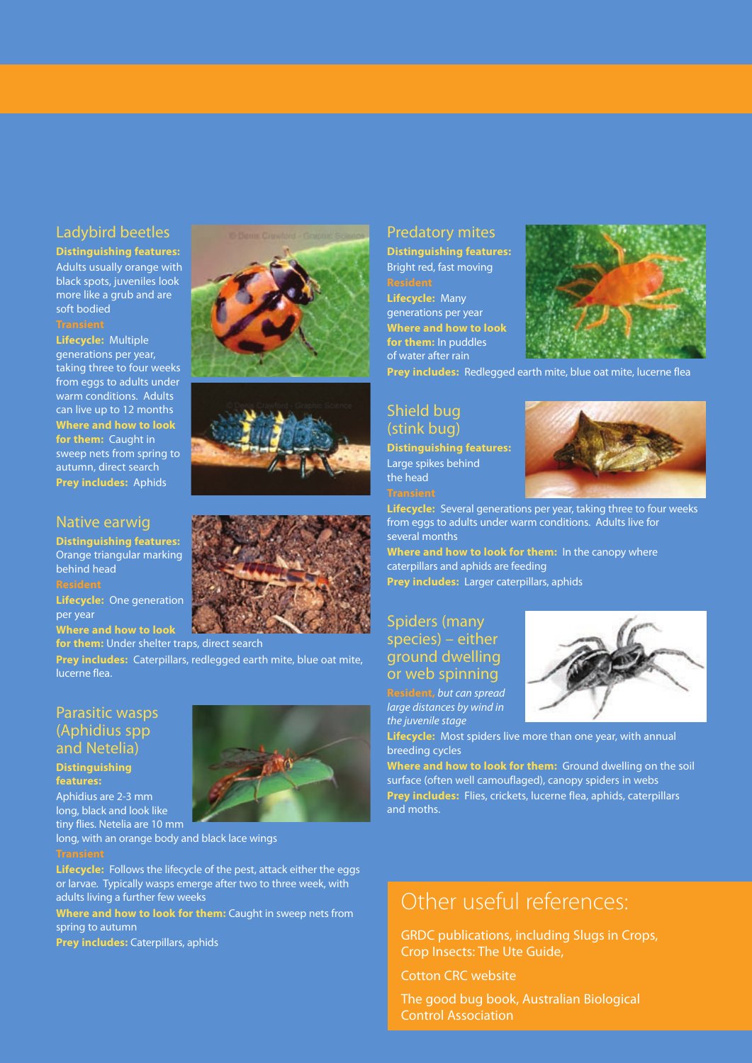## Ladybird beetles

**Distinguishing features:** Adults usually orange with black spots, juveniles look more like a grub and are soft bodied

**Transient**

**Lifecycle:** Multiple generations per year, taking three to four weeks from eggs to adults under warm conditions. Adults can live up to 12 months

**Where and how to look for them:** Caught in sweep nets from spring to autumn, direct search

**Prey includes:** Aphids

## Native earwig

**Distinguishing features:** Orange triangular marking behind head

**Resident**

**Lifecycle:** One generation per year

**Where and how to look for them:** Under shelter traps, direct search

**Prey includes:** Caterpillars, redlegged earth mite, blue oat mite, lucerne flea.

## Parasitic wasps (Aphidius spp and Netelia)

**Distinguishing features:** Aphidius are 2-3 mm long, black and look like tiny flies. Netelia are 10 mm long, with an orange body and black lace wings

**Transient**

**Lifecycle:** Follows the lifecycle of the pest, attack either the eggs or larvae. Typically wasps emerge after two to three week, with adults living a further few weeks

**Where and how to look for them:** Caught in sweep nets from spring to autumn

**Prey includes:** Caterpillars, aphids

## Predatory mites

**Distinguishing features:** Bright red, fast moving

**Resident**

**Lifecycle:** Many generations per year

**Where and how to look for them:** In puddles of water after rain

**Prey includes:** Redlegged earth mite, blue oat mite, lucerne flea

## Shield bug (stink bug)

**Distinguishing features:** Large spikes behind the head

**Transient**

**Lifecycle:** Several generations per year, taking three to four weeks from eggs to adults under warm conditions. Adults live for several months

**Where and how to look for them:** In the canopy where caterpillars and aphids are feeding

**Prey includes:** Larger caterpillars, aphids

## Spiders (many species) – either ground dwelling or web spinning

**Resident,** *but can spread large distances by wind in the juvenile stage*

**Lifecycle:** Most spiders live more than one year, with annual breeding cycles

**Where and how to look for them:** Ground dwelling on the soil surface (often well camouflaged), canopy spiders in webs

**Prey includes:** Flies, crickets, lucerne flea, aphids, caterpillars and moths.

## Other useful references:

GRDC publications, including Slugs in Crops, Crop Insects: The Ute Guide,

Cotton CRC website

The good bug book, Australian Biological Control Association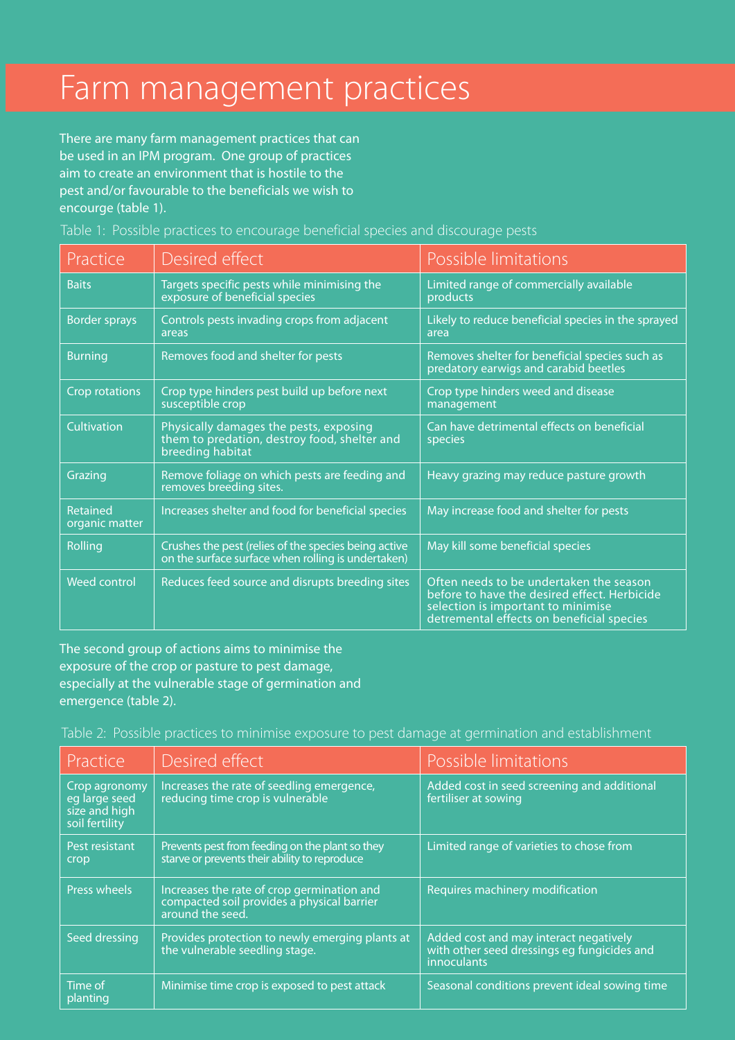# Farm management practices

There are many farm management practices that can be used in an IPM program. One group of practices aim to create an environment that is hostile to the pest and/or favourable to the beneficials we wish to encourge (table 1).

Table 1: Possible practices to encourage beneficial species and discourage pests

| Practice | Desired effect | Possible limitations |
|---|---|---|
| Baits | Targets specific pests while minimising the exposure of beneficial species | Limited range of commercially available products |
| Border sprays | Controls pests invading crops from adjacent areas | Likely to reduce beneficial species in the sprayed area |
| Burning | Removes food and shelter for pests | Removes shelter for beneficial species such as predatory earwigs and carabid beetles |
| Crop rotations | Crop type hinders pest build up before next susceptible crop | Crop type hinders weed and disease management |
| Cultivation | Physically damages the pests, exposing them to predation, destroy food, shelter and breeding habitat | Can have detrimental effects on beneficial species |
| Grazing | Remove foliage on which pests are feeding and removes breeding sites. | Heavy grazing may reduce pasture growth |
| Retained organic matter | Increases shelter and food for beneficial species | May increase food and shelter for pests |
| Rolling | Crushes the pest (relies of the species being active on the surface surface when rolling is undertaken) | May kill some beneficial species |
| Weed control | Reduces feed source and disrupts breeding sites | Often needs to be undertaken the season before to have the desired effect. Herbicide selection is important to minimise detremental effects on beneficial species |

The second group of actions aims to minimise the exposure of the crop or pasture to pest damage, especially at the vulnerable stage of germination and emergence (table 2).

Table 2: Possible practices to minimise exposure to pest damage at germination and establishment

| Practice | Desired effect | Possible limitations |
|---|---|---|
| Crop agronomy eg large seed size and high soil fertility | Increases the rate of seedling emergence, reducing time crop is vulnerable | Added cost in seed screening and additional fertiliser at sowing |
| Pest resistant crop | Prevents pest from feeding on the plant so they starve or prevents their ability to reproduce | Limited range of varieties to chose from |
| Press wheels | Increases the rate of crop germination and compacted soil provides a physical barrier around the seed. | Requires machinery modification |
| Seed dressing | Provides protection to newly emerging plants at the vulnerable seedling stage. | Added cost and may interact negatively with other seed dressings eg fungicides and innoculants |
| Time of planting | Minimise time crop is exposed to pest attack | Seasonal conditions prevent ideal sowing time |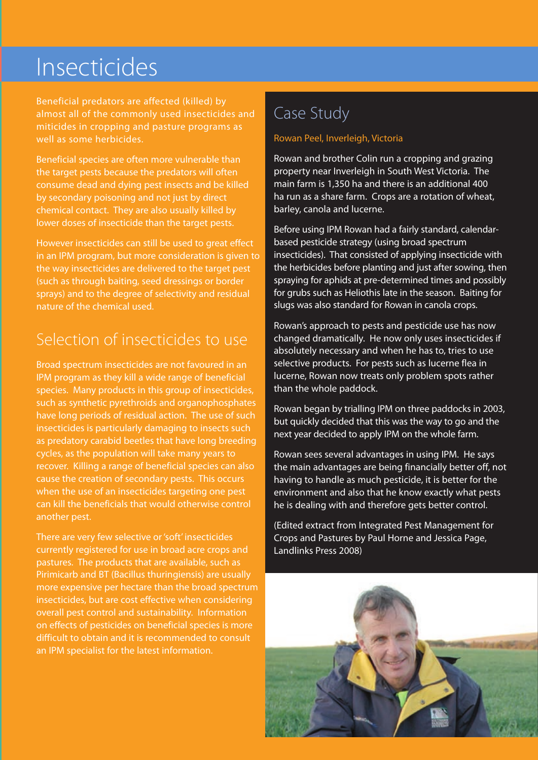# Insecticides

Beneficial predators are affected (killed) by almost all of the commonly used insecticides and miticides in cropping and pasture programs as well as some herbicides.

Beneficial species are often more vulnerable than the target pests because the predators will often consume dead and dying pest insects and be killed by secondary poisoning and not just by direct chemical contact. They are also usually killed by lower doses of insecticide than the target pests.

However insecticides can still be used to great effect in an IPM program, but more consideration is given to the way insecticides are delivered to the target pest (such as through baiting, seed dressings or border sprays) and to the degree of selectivity and residual nature of the chemical used.

## Selection of insecticides to use

Broad spectrum insecticides are not favoured in an IPM program as they kill a wide range of beneficial species. Many products in this group of insecticides, such as synthetic pyrethroids and organophosphates have long periods of residual action. The use of such insecticides is particularly damaging to insects such as predatory carabid beetles that have long breeding cycles, as the population will take many years to recover. Killing a range of beneficial species can also cause the creation of secondary pests. This occurs when the use of an insecticides targeting one pest can kill the beneficials that would otherwise control another pest.

There are very few selective or 'soft' insecticides currently registered for use in broad acre crops and pastures. The products that are available, such as Pirimicarb and BT (Bacillus thuringiensis) are usually more expensive per hectare than the broad spectrum insecticides, but are cost effective when considering overall pest control and sustainability. Information on effects of pesticides on beneficial species is more difficult to obtain and it is recommended to consult an IPM specialist for the latest information.

## Case Study

Rowan Peel, Inverleigh, Victoria

Rowan and brother Colin run a cropping and grazing property near Inverleigh in South West Victoria. The main farm is 1,350 ha and there is an additional 400 ha run as a share farm. Crops are a rotation of wheat, barley, canola and lucerne.

Before using IPM Rowan had a fairly standard, calendar-based pesticide strategy (using broad spectrum insecticides). That consisted of applying insecticide with the herbicides before planting and just after sowing, then spraying for aphids at pre-determined times and possibly for grubs such as Heliothis late in the season. Baiting for slugs was also standard for Rowan in canola crops.

Rowan's approach to pests and pesticide use has now changed dramatically. He now only uses insecticides if absolutely necessary and when he has to, tries to use selective products. For pests such as lucerne flea in lucerne, Rowan now treats only problem spots rather than the whole paddock.

Rowan began by trialling IPM on three paddocks in 2003, but quickly decided that this was the way to go and the next year decided to apply IPM on the whole farm.

Rowan sees several advantages in using IPM. He says the main advantages are being financially better off, not having to handle as much pesticide, it is better for the environment and also that he know exactly what pests he is dealing with and therefore gets better control.

(Edited extract from Integrated Pest Management for Crops and Pastures by Paul Horne and Jessica Page, Landlinks Press 2008)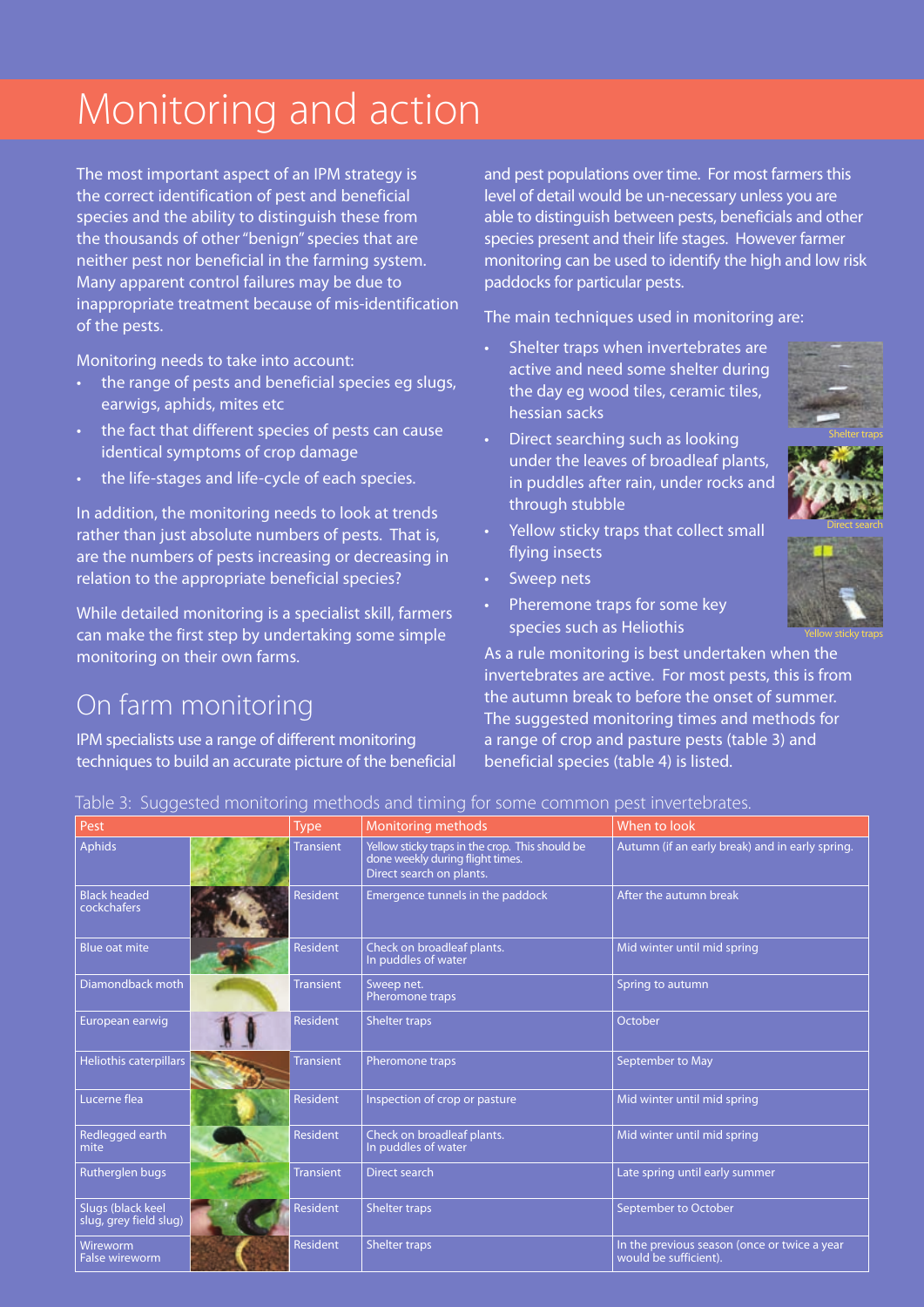# Monitoring and action

The most important aspect of an IPM strategy is the correct identification of pest and beneficial species and the ability to distinguish these from the thousands of other "benign" species that are neither pest nor beneficial in the farming system. Many apparent control failures may be due to inappropriate treatment because of mis-identification of the pests.

Monitoring needs to take into account:

- the range of pests and beneficial species eg slugs, earwigs, aphids, mites etc
- the fact that different species of pests can cause identical symptoms of crop damage
- the life-stages and life-cycle of each species.

In addition, the monitoring needs to look at trends rather than just absolute numbers of pests. That is, are the numbers of pests increasing or decreasing in relation to the appropriate beneficial species?

While detailed monitoring is a specialist skill, farmers can make the first step by undertaking some simple monitoring on their own farms.

## On farm monitoring

IPM specialists use a range of different monitoring techniques to build an accurate picture of the beneficial and pest populations over time. For most farmers this level of detail would be un-necessary unless you are able to distinguish between pests, beneficials and other species present and their life stages. However farmer monitoring can be used to identify the high and low risk paddocks for particular pests.

The main techniques used in monitoring are:

- Shelter traps when invertebrates are active and need some shelter during the day eg wood tiles, ceramic tiles, hessian sacks
- Direct searching such as looking under the leaves of broadleaf plants, in puddles after rain, under rocks and through stubble
- Yellow sticky traps that collect small flying insects
- Sweep nets
- Pheremone traps for some key species such as Heliothis

Shelter traps

Direct search

Yellow sticky traps

As a rule monitoring is best undertaken when the invertebrates are active. For most pests, this is from the autumn break to before the onset of summer. The suggested monitoring times and methods for a range of crop and pasture pests (table 3) and beneficial species (table 4) is listed.

Table 3: Suggested monitoring methods and timing for some common pest invertebrates.

| Pest | Type | Monitoring methods | When to look |
|---|---|---|---|
| Aphids | Transient | Yellow sticky traps in the crop. This should be done weekly during flight times.<br>Direct search on plants. | Autumn (if an early break) and in early spring. |
| Black headed cockchafers | Resident | Emergence tunnels in the paddock | After the autumn break |
| Blue oat mite | Resident | Check on broadleaf plants.<br>In puddles of water | Mid winter until mid spring |
| Diamondback moth | Transient | Sweep net.<br>Pheromone traps | Spring to autumn |
| European earwig | Resident | Shelter traps | October |
| Heliothis caterpillars | Transient | Pheromone traps | September to May |
| Lucerne flea | Resident | Inspection of crop or pasture | Mid winter until mid spring |
| Redlegged earth mite | Resident | Check on broadleaf plants.<br>In puddles of water | Mid winter until mid spring |
| Rutherglen bugs | Transient | Direct search | Late spring until early summer |
| Slugs (black keel slug, grey field slug) | Resident | Shelter traps | September to October |
| Wireworm<br>False wireworm | Resident | Shelter traps | In the previous season (once or twice a year would be sufficient). |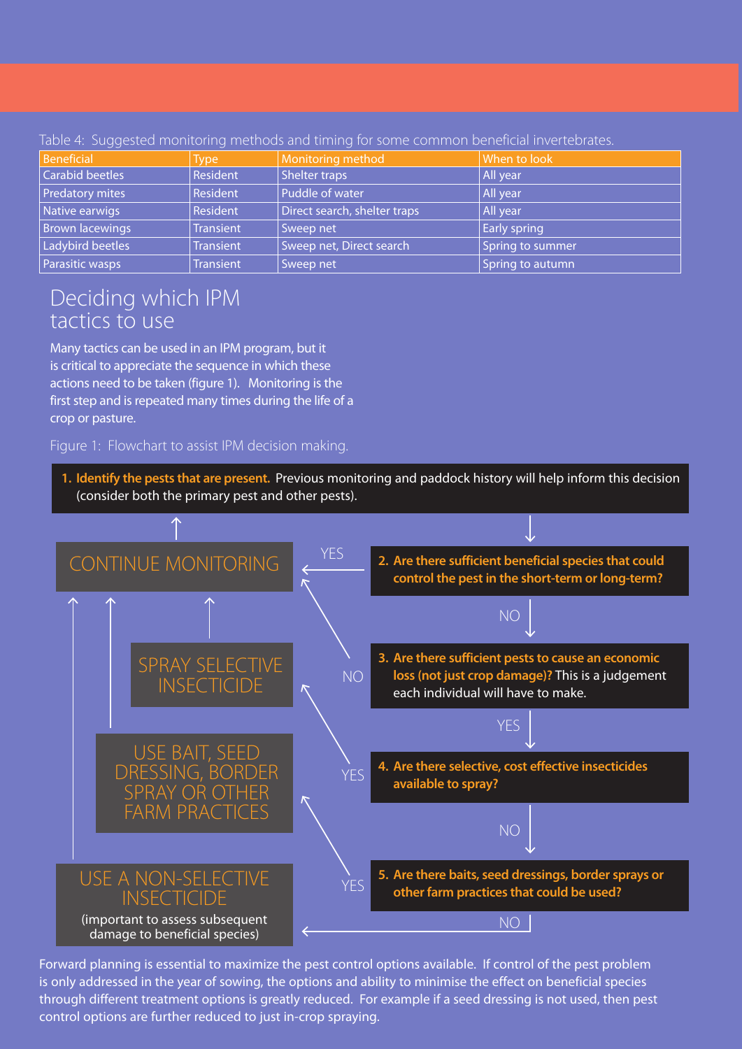Table 4: Suggested monitoring methods and timing for some common beneficial invertebrates.

| Beneficial | Type | Monitoring method | When to look |
|---|---|---|---|
| Carabid beetles | Resident | Shelter traps | All year |
| Predatory mites | Resident | Puddle of water | All year |
| Native earwigs | Resident | Direct search, shelter traps | All year |
| Brown lacewings | Transient | Sweep net | Early spring |
| Ladybird beetles | Transient | Sweep net, Direct search | Spring to summer |
| Parasitic wasps | Transient | Sweep net | Spring to autumn |

## Deciding which IPM tactics to use

Many tactics can be used in an IPM program, but it is critical to appreciate the sequence in which these actions need to be taken (figure 1). Monitoring is the first step and is repeated many times during the life of a crop or pasture.

Figure 1: Flowchart to assist IPM decision making.

1. **Identify the pests that are present.** Previous monitoring and paddock history will help inform this decision (consider both the primary pest and other pests).
2. **Are there sufficient beneficial species that could control the pest in the short-term or long-term?**
   - YES → CONTINUE MONITORING
   - NO → go to 3
3. **Are there sufficient pests to cause an economic loss (not just crop damage)?** This is a judgement each individual will have to make.
   - NO → CONTINUE MONITORING
   - YES → go to 4
4. **Are there selective, cost effective insecticides available to spray?**
   - YES → SPRAY SELECTIVE INSECTICIDE → CONTINUE MONITORING
   - NO → go to 5
5. **Are there baits, seed dressings, border sprays or other farm practices that could be used?**
   - YES → USE BAIT, SEED DRESSING, BORDER SPRAY OR OTHER FARM PRACTICES → CONTINUE MONITORING
   - NO → USE A NON-SELECTIVE INSECTICIDE (important to assess subsequent damage to beneficial species) → CONTINUE MONITORING

Forward planning is essential to maximize the pest control options available. If control of the pest problem is only addressed in the year of sowing, the options and ability to minimise the effect on beneficial species through different treatment options is greatly reduced. For example if a seed dressing is not used, then pest control options are further reduced to just in-crop spraying.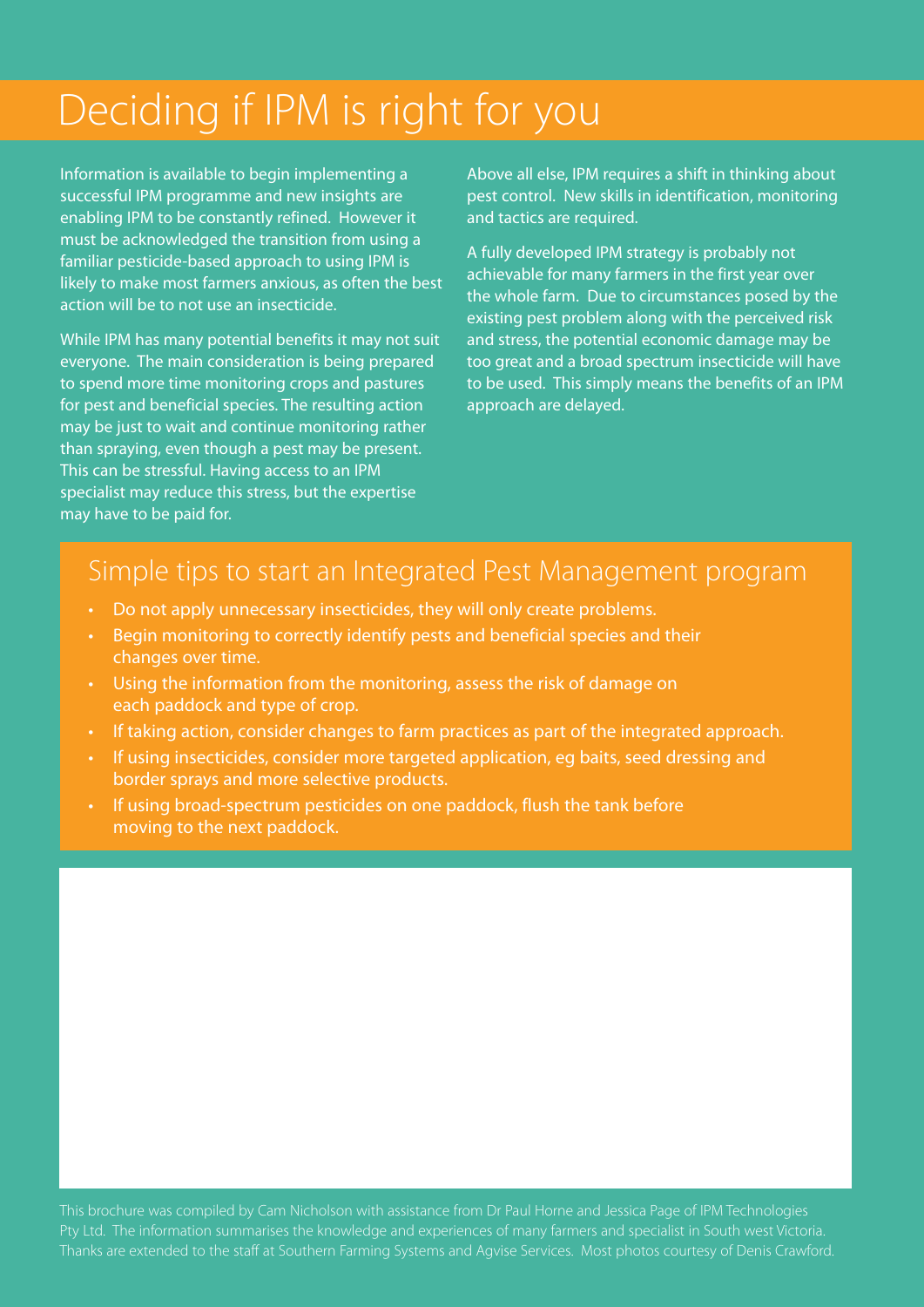# Deciding if IPM is right for you

Information is available to begin implementing a successful IPM programme and new insights are enabling IPM to be constantly refined. However it must be acknowledged the transition from using a familiar pesticide-based approach to using IPM is likely to make most farmers anxious, as often the best action will be to not use an insecticide.

While IPM has many potential benefits it may not suit everyone. The main consideration is being prepared to spend more time monitoring crops and pastures for pest and beneficial species. The resulting action may be just to wait and continue monitoring rather than spraying, even though a pest may be present. This can be stressful. Having access to an IPM specialist may reduce this stress, but the expertise may have to be paid for.

Above all else, IPM requires a shift in thinking about pest control. New skills in identification, monitoring and tactics are required.

A fully developed IPM strategy is probably not achievable for many farmers in the first year over the whole farm. Due to circumstances posed by the existing pest problem along with the perceived risk and stress, the potential economic damage may be too great and a broad spectrum insecticide will have to be used. This simply means the benefits of an IPM approach are delayed.

## Simple tips to start an Integrated Pest Management program

- Do not apply unnecessary insecticides, they will only create problems.
- Begin monitoring to correctly identify pests and beneficial species and their changes over time.
- Using the information from the monitoring, assess the risk of damage on each paddock and type of crop.
- If taking action, consider changes to farm practices as part of the integrated approach.
- If using insecticides, consider more targeted application, eg baits, seed dressing and border sprays and more selective products.
- If using broad-spectrum pesticides on one paddock, flush the tank before moving to the next paddock.

This brochure was compiled by Cam Nicholson with assistance from Dr Paul Horne and Jessica Page of IPM Technologies Pty Ltd. The information summarises the knowledge and experiences of many farmers and specialist in South west Victoria. Thanks are extended to the staff at Southern Farming Systems and Agvise Services. Most photos courtesy of Denis Crawford.